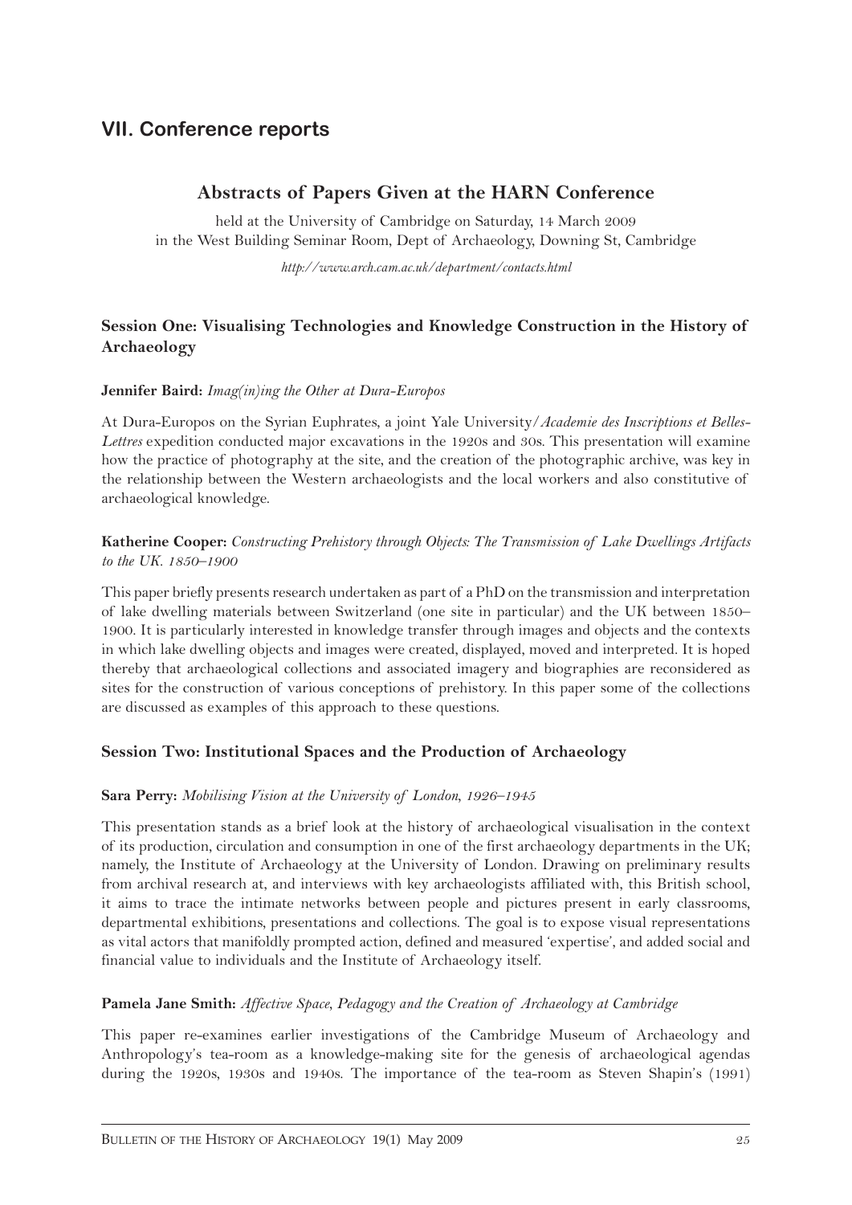## VII. Conference reports

### Abstracts of Papers Given at the HARN Conference

held at the University of Cambridge on Saturday, 14 March 2009
in the West Building Seminar Room, Dept of Archaeology, Downing St, Cambridge

*http://www.arch.cam.ac.uk/department/contacts.html*

#### Session One: Visualising Technologies and Knowledge Construction in the History of Archaeology

**Jennifer Baird:** *Imag(in)ing the Other at Dura-Europos*

At Dura-Europos on the Syrian Euphrates, a joint Yale University/*Academie des Inscriptions et Belles-Lettres* expedition conducted major excavations in the 1920s and 30s. This presentation will examine how the practice of photography at the site, and the creation of the photographic archive, was key in the relationship between the Western archaeologists and the local workers and also constitutive of archaeological knowledge.

**Katherine Cooper:** *Constructing Prehistory through Objects: The Transmission of Lake Dwellings Artifacts to the UK. 1850–1900*

This paper briefly presents research undertaken as part of a PhD on the transmission and interpretation of lake dwelling materials between Switzerland (one site in particular) and the UK between 1850–1900. It is particularly interested in knowledge transfer through images and objects and the contexts in which lake dwelling objects and images were created, displayed, moved and interpreted. It is hoped thereby that archaeological collections and associated imagery and biographies are reconsidered as sites for the construction of various conceptions of prehistory. In this paper some of the collections are discussed as examples of this approach to these questions.

#### Session Two: Institutional Spaces and the Production of Archaeology

**Sara Perry:** *Mobilising Vision at the University of London, 1926–1945*

This presentation stands as a brief look at the history of archaeological visualisation in the context of its production, circulation and consumption in one of the first archaeology departments in the UK; namely, the Institute of Archaeology at the University of London. Drawing on preliminary results from archival research at, and interviews with key archaeologists affiliated with, this British school, it aims to trace the intimate networks between people and pictures present in early classrooms, departmental exhibitions, presentations and collections. The goal is to expose visual representations as vital actors that manifoldly prompted action, defined and measured 'expertise', and added social and financial value to individuals and the Institute of Archaeology itself.

**Pamela Jane Smith:** *Affective Space, Pedagogy and the Creation of Archaeology at Cambridge*

This paper re-examines earlier investigations of the Cambridge Museum of Archaeology and Anthropology's tea-room as a knowledge-making site for the genesis of archaeological agendas during the 1920s, 1930s and 1940s. The importance of the tea-room as Steven Shapin's (1991)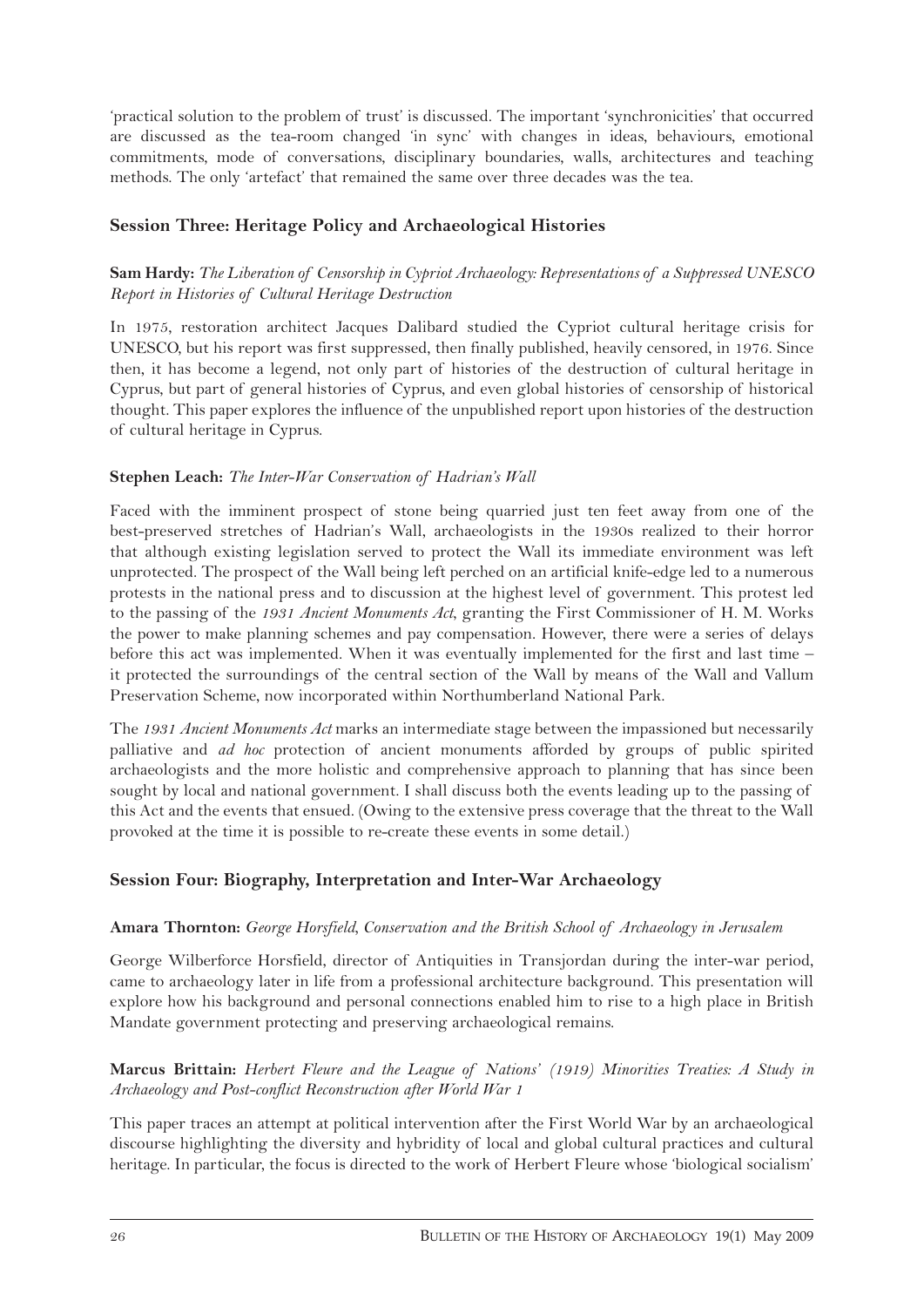'practical solution to the problem of trust' is discussed. The important 'synchronicities' that occurred are discussed as the tea-room changed 'in sync' with changes in ideas, behaviours, emotional commitments, mode of conversations, disciplinary boundaries, walls, architectures and teaching methods. The only 'artefact' that remained the same over three decades was the tea.

## Session Three: Heritage Policy and Archaeological Histories

**Sam Hardy:** *The Liberation of Censorship in Cypriot Archaeology: Representations of a Suppressed UNESCO Report in Histories of Cultural Heritage Destruction*

In 1975, restoration architect Jacques Dalibard studied the Cypriot cultural heritage crisis for UNESCO, but his report was first suppressed, then finally published, heavily censored, in 1976. Since then, it has become a legend, not only part of histories of the destruction of cultural heritage in Cyprus, but part of general histories of Cyprus, and even global histories of censorship of historical thought. This paper explores the influence of the unpublished report upon histories of the destruction of cultural heritage in Cyprus.

**Stephen Leach:** *The Inter-War Conservation of Hadrian's Wall*

Faced with the imminent prospect of stone being quarried just ten feet away from one of the best-preserved stretches of Hadrian's Wall, archaeologists in the 1930s realized to their horror that although existing legislation served to protect the Wall its immediate environment was left unprotected. The prospect of the Wall being left perched on an artificial knife-edge led to a numerous protests in the national press and to discussion at the highest level of government. This protest led to the passing of the *1931 Ancient Monuments Act*, granting the First Commissioner of H. M. Works the power to make planning schemes and pay compensation. However, there were a series of delays before this act was implemented. When it was eventually implemented for the first and last time – it protected the surroundings of the central section of the Wall by means of the Wall and Vallum Preservation Scheme, now incorporated within Northumberland National Park.

The *1931 Ancient Monuments Act* marks an intermediate stage between the impassioned but necessarily palliative and *ad hoc* protection of ancient monuments afforded by groups of public spirited archaeologists and the more holistic and comprehensive approach to planning that has since been sought by local and national government. I shall discuss both the events leading up to the passing of this Act and the events that ensued. (Owing to the extensive press coverage that the threat to the Wall provoked at the time it is possible to re-create these events in some detail.)

## Session Four: Biography, Interpretation and Inter-War Archaeology

**Amara Thornton:** *George Horsfield, Conservation and the British School of Archaeology in Jerusalem*

George Wilberforce Horsfield, director of Antiquities in Transjordan during the inter-war period, came to archaeology later in life from a professional architecture background. This presentation will explore how his background and personal connections enabled him to rise to a high place in British Mandate government protecting and preserving archaeological remains.

**Marcus Brittain:** *Herbert Fleure and the League of Nations' (1919) Minorities Treaties: A Study in Archaeology and Post-conflict Reconstruction after World War 1*

This paper traces an attempt at political intervention after the First World War by an archaeological discourse highlighting the diversity and hybridity of local and global cultural practices and cultural heritage. In particular, the focus is directed to the work of Herbert Fleure whose 'biological socialism'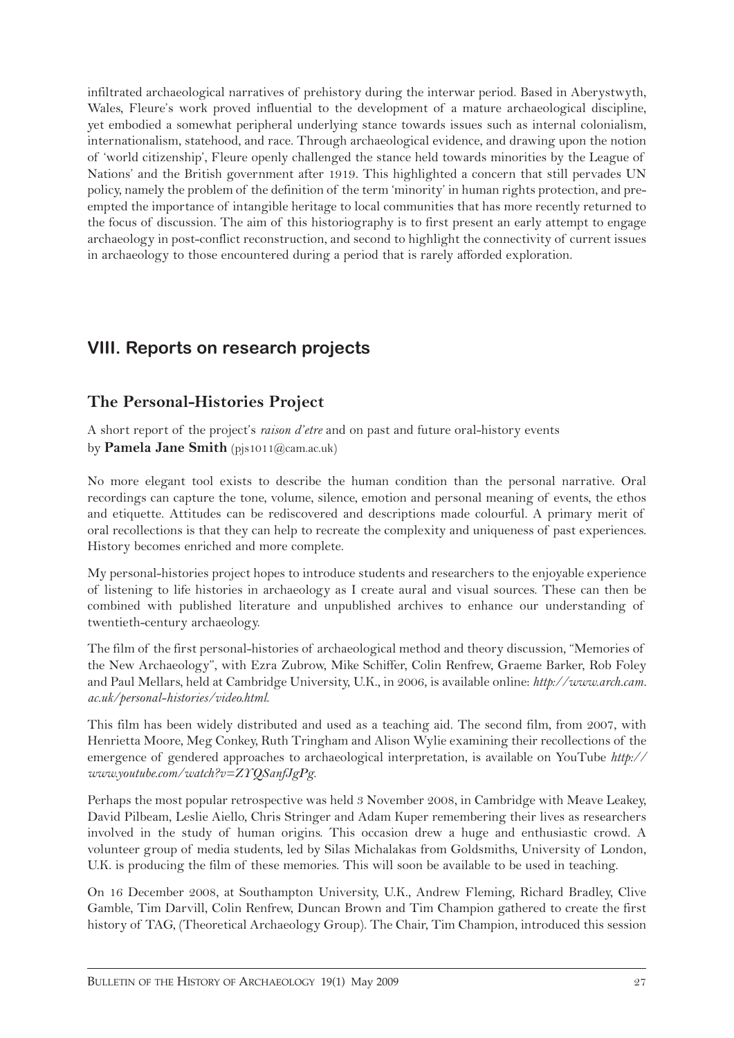infiltrated archaeological narratives of prehistory during the interwar period. Based in Aberystwyth, Wales, Fleure's work proved influential to the development of a mature archaeological discipline, yet embodied a somewhat peripheral underlying stance towards issues such as internal colonialism, internationalism, statehood, and race. Through archaeological evidence, and drawing upon the notion of 'world citizenship', Fleure openly challenged the stance held towards minorities by the League of Nations' and the British government after 1919. This highlighted a concern that still pervades UN policy, namely the problem of the definition of the term 'minority' in human rights protection, and pre-empted the importance of intangible heritage to local communities that has more recently returned to the focus of discussion. The aim of this historiography is to first present an early attempt to engage archaeology in post-conflict reconstruction, and second to highlight the connectivity of current issues in archaeology to those encountered during a period that is rarely afforded exploration.

## VIII. Reports on research projects

### The Personal-Histories Project

A short report of the project's *raison d'etre* and on past and future oral-history events by **Pamela Jane Smith** (pjs1011@cam.ac.uk)

No more elegant tool exists to describe the human condition than the personal narrative. Oral recordings can capture the tone, volume, silence, emotion and personal meaning of events, the ethos and etiquette. Attitudes can be rediscovered and descriptions made colourful. A primary merit of oral recollections is that they can help to recreate the complexity and uniqueness of past experiences. History becomes enriched and more complete.

My personal-histories project hopes to introduce students and researchers to the enjoyable experience of listening to life histories in archaeology as I create aural and visual sources. These can then be combined with published literature and unpublished archives to enhance our understanding of twentieth-century archaeology.

The film of the first personal-histories of archaeological method and theory discussion, "Memories of the New Archaeology", with Ezra Zubrow, Mike Schiffer, Colin Renfrew, Graeme Barker, Rob Foley and Paul Mellars, held at Cambridge University, U.K., in 2006, is available online: *http://www.arch.cam.ac.uk/personal-histories/video.html.*

This film has been widely distributed and used as a teaching aid. The second film, from 2007, with Henrietta Moore, Meg Conkey, Ruth Tringham and Alison Wylie examining their recollections of the emergence of gendered approaches to archaeological interpretation, is available on YouTube *http://www.youtube.com/watch?v=ZYQSanfJgPg.*

Perhaps the most popular retrospective was held 3 November 2008, in Cambridge with Meave Leakey, David Pilbeam, Leslie Aiello, Chris Stringer and Adam Kuper remembering their lives as researchers involved in the study of human origins. This occasion drew a huge and enthusiastic crowd. A volunteer group of media students, led by Silas Michalakas from Goldsmiths, University of London, U.K. is producing the film of these memories. This will soon be available to be used in teaching.

On 16 December 2008, at Southampton University, U.K., Andrew Fleming, Richard Bradley, Clive Gamble, Tim Darvill, Colin Renfrew, Duncan Brown and Tim Champion gathered to create the first history of TAG, (Theoretical Archaeology Group). The Chair, Tim Champion, introduced this session